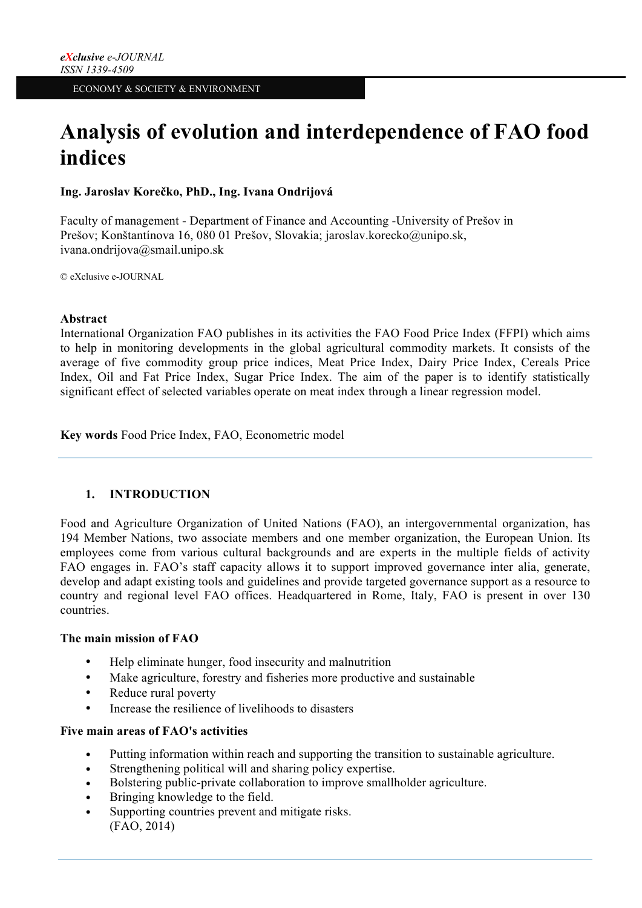# Analysis of evolution and interdependence of FAO food indices

**Ing. Jaroslav Korečko, PhD., Ing. Ivana Ondrijová**

Faculty of management - Department of Finance and Accounting -University of Prešov in Prešov; Konštantínova 16, 080 01 Prešov, Slovakia; jaroslav.korecko@unipo.sk, ivana.ondrijova@smail.unipo.sk

© eXclusive e-JOURNAL

**Abstract**

International Organization FAO publishes in its activities the FAO Food Price Index (FFPI) which aims to help in monitoring developments in the global agricultural commodity markets. It consists of the average of five commodity group price indices, Meat Price Index, Dairy Price Index, Cereals Price Index, Oil and Fat Price Index, Sugar Price Index. The aim of the paper is to identify statistically significant effect of selected variables operate on meat index through a linear regression model.

**Key words** Food Price Index, FAO, Econometric model

## 1. INTRODUCTION

Food and Agriculture Organization of United Nations (FAO), an intergovernmental organization, has 194 Member Nations, two associate members and one member organization, the European Union. Its employees come from various cultural backgrounds and are experts in the multiple fields of activity FAO engages in. FAO's staff capacity allows it to support improved governance inter alia, generate, develop and adapt existing tools and guidelines and provide targeted governance support as a resource to country and regional level FAO offices. Headquartered in Rome, Italy, FAO is present in over 130 countries.

**The main mission of FAO**

- Help eliminate hunger, food insecurity and malnutrition
- Make agriculture, forestry and fisheries more productive and sustainable
- Reduce rural poverty
- Increase the resilience of livelihoods to disasters

**Five main areas of FAO's activities**

- Putting information within reach and supporting the transition to sustainable agriculture.
- Strengthening political will and sharing policy expertise.
- Bolstering public-private collaboration to improve smallholder agriculture.
- Bringing knowledge to the field.
- Supporting countries prevent and mitigate risks.
  (FAO, 2014)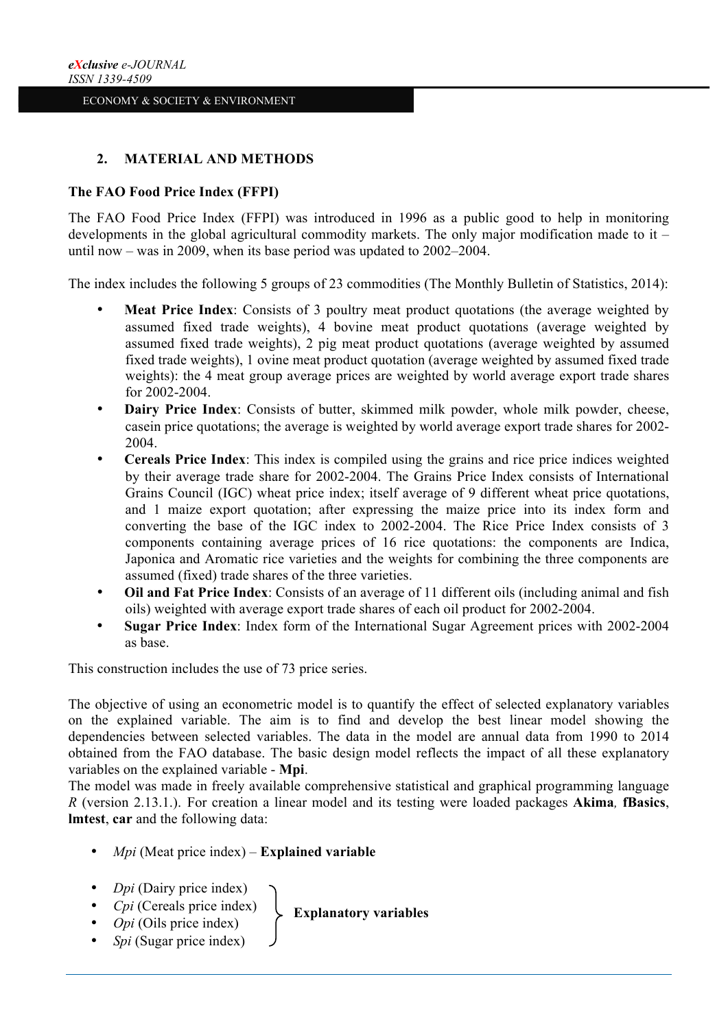## 2. MATERIAL AND METHODS

**The FAO Food Price Index (FFPI)**

The FAO Food Price Index (FFPI) was introduced in 1996 as a public good to help in monitoring developments in the global agricultural commodity markets. The only major modification made to it – until now – was in 2009, when its base period was updated to 2002–2004.

The index includes the following 5 groups of 23 commodities (The Monthly Bulletin of Statistics, 2014):

- **Meat Price Index**: Consists of 3 poultry meat product quotations (the average weighted by assumed fixed trade weights), 4 bovine meat product quotations (average weighted by assumed fixed trade weights), 2 pig meat product quotations (average weighted by assumed fixed trade weights), 1 ovine meat product quotation (average weighted by assumed fixed trade weights): the 4 meat group average prices are weighted by world average export trade shares for 2002-2004.
- **Dairy Price Index**: Consists of butter, skimmed milk powder, whole milk powder, cheese, casein price quotations; the average is weighted by world average export trade shares for 2002-2004.
- **Cereals Price Index**: This index is compiled using the grains and rice price indices weighted by their average trade share for 2002-2004. The Grains Price Index consists of International Grains Council (IGC) wheat price index; itself average of 9 different wheat price quotations, and 1 maize export quotation; after expressing the maize price into its index form and converting the base of the IGC index to 2002-2004. The Rice Price Index consists of 3 components containing average prices of 16 rice quotations: the components are Indica, Japonica and Aromatic rice varieties and the weights for combining the three components are assumed (fixed) trade shares of the three varieties.
- **Oil and Fat Price Index**: Consists of an average of 11 different oils (including animal and fish oils) weighted with average export trade shares of each oil product for 2002-2004.
- **Sugar Price Index**: Index form of the International Sugar Agreement prices with 2002-2004 as base.

This construction includes the use of 73 price series.

The objective of using an econometric model is to quantify the effect of selected explanatory variables on the explained variable. The aim is to find and develop the best linear model showing the dependencies between selected variables. The data in the model are annual data from 1990 to 2014 obtained from the FAO database. The basic design model reflects the impact of all these explanatory variables on the explained variable - **Mpi**.

The model was made in freely available comprehensive statistical and graphical programming language *R* (version 2.13.1.). For creation a linear model and its testing were loaded packages **Akima***,* **fBasics**, **lmtest**, **car** and the following data:

- *Mpi* (Meat price index) – **Explained variable**

- *Dpi* (Dairy price index)
- *Cpi* (Cereals price index)
- *Opi* (Oils price index)
- *Spi* (Sugar price index)

} **Explanatory variables**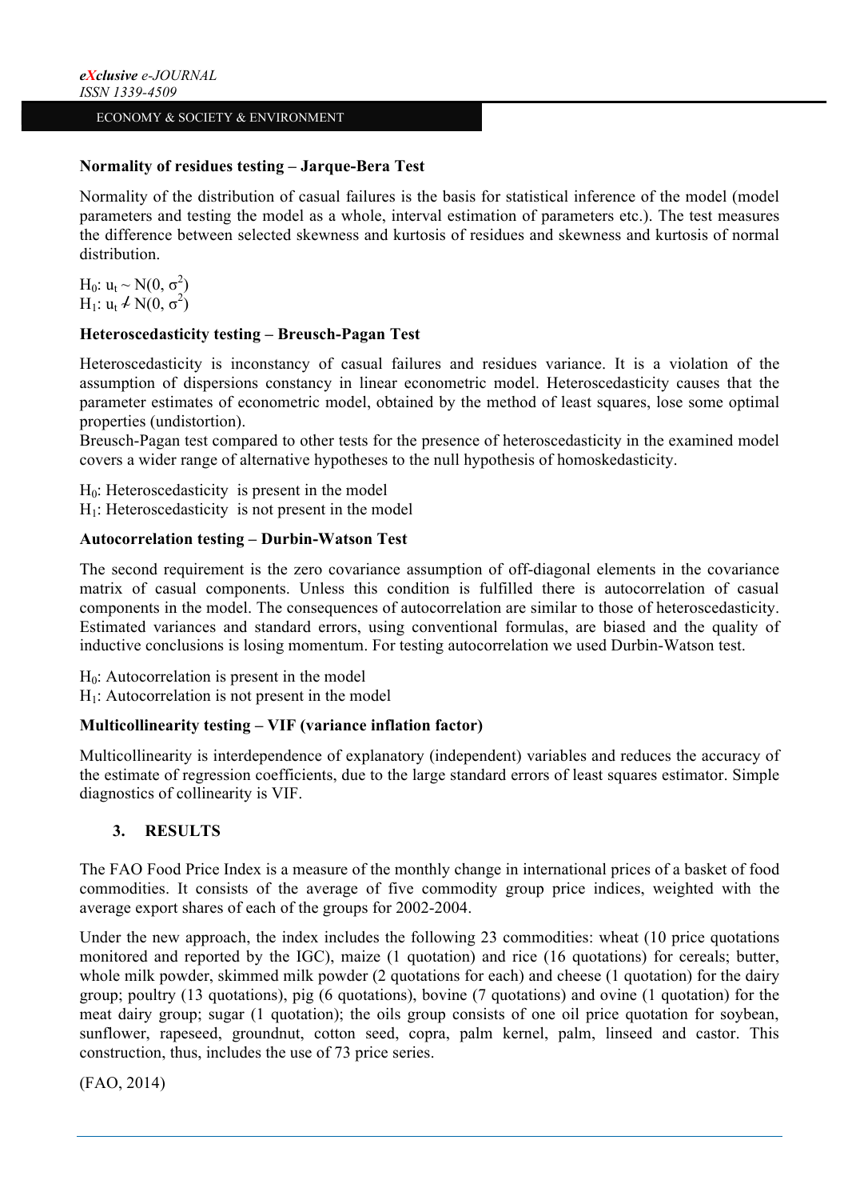**Normality of residues testing – Jarque-Bera Test**

Normality of the distribution of casual failures is the basis for statistical inference of the model (model parameters and testing the model as a whole, interval estimation of parameters etc.). The test measures the difference between selected skewness and kurtosis of residues and skewness and kurtosis of normal distribution.

$H_0$: $u_t \sim N(0, \sigma^2)$
$H_1$: $u_t \nsim N(0, \sigma^2)$

**Heteroscedasticity testing – Breusch-Pagan Test**

Heteroscedasticity is inconstancy of casual failures and residues variance. It is a violation of the assumption of dispersions constancy in linear econometric model. Heteroscedasticity causes that the parameter estimates of econometric model, obtained by the method of least squares, lose some optimal properties (undistortion).
Breusch-Pagan test compared to other tests for the presence of heteroscedasticity in the examined model covers a wider range of alternative hypotheses to the null hypothesis of homoskedasticity.

$H_0$: Heteroscedasticity is present in the model
$H_1$: Heteroscedasticity is not present in the model

**Autocorrelation testing – Durbin-Watson Test**

The second requirement is the zero covariance assumption of off-diagonal elements in the covariance matrix of casual components. Unless this condition is fulfilled there is autocorrelation of casual components in the model. The consequences of autocorrelation are similar to those of heteroscedasticity. Estimated variances and standard errors, using conventional formulas, are biased and the quality of inductive conclusions is losing momentum. For testing autocorrelation we used Durbin-Watson test.

$H_0$: Autocorrelation is present in the model
$H_1$: Autocorrelation is not present in the model

**Multicollinearity testing – VIF (variance inflation factor)**

Multicollinearity is interdependence of explanatory (independent) variables and reduces the accuracy of the estimate of regression coefficients, due to the large standard errors of least squares estimator. Simple diagnostics of collinearity is VIF.

## 3. RESULTS

The FAO Food Price Index is a measure of the monthly change in international prices of a basket of food commodities. It consists of the average of five commodity group price indices, weighted with the average export shares of each of the groups for 2002-2004.

Under the new approach, the index includes the following 23 commodities: wheat (10 price quotations monitored and reported by the IGC), maize (1 quotation) and rice (16 quotations) for cereals; butter, whole milk powder, skimmed milk powder (2 quotations for each) and cheese (1 quotation) for the dairy group; poultry (13 quotations), pig (6 quotations), bovine (7 quotations) and ovine (1 quotation) for the meat dairy group; sugar (1 quotation); the oils group consists of one oil price quotation for soybean, sunflower, rapeseed, groundnut, cotton seed, copra, palm kernel, palm, linseed and castor. This construction, thus, includes the use of 73 price series.

(FAO, 2014)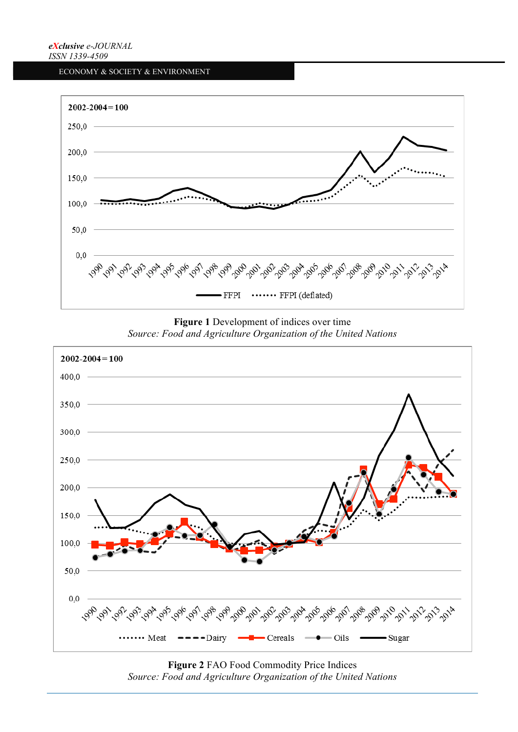**Figure 1** Development of indices over time
*Source: Food and Agriculture Organization of the United Nations*

**Figure 2** FAO Food Commodity Price Indices
*Source: Food and Agriculture Organization of the United Nations*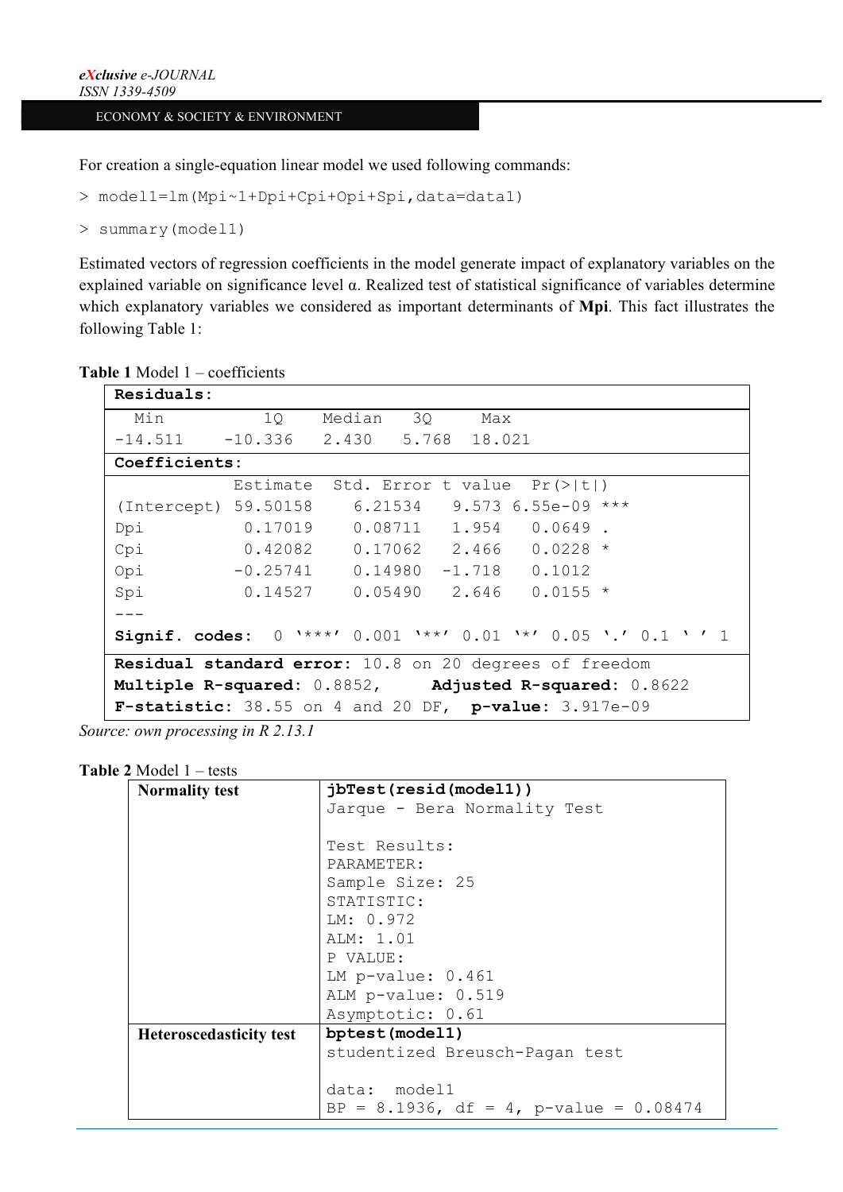For creation a single-equation linear model we used following commands:

```
> model1=lm(Mpi~1+Dpi+Cpi+Opi+Spi,data=data1)
> summary(model1)
```

Estimated vectors of regression coefficients in the model generate impact of explanatory variables on the explained variable on significance level α. Realized test of statistical significance of variables determine which explanatory variables we considered as important determinants of **Mpi**. This fact illustrates the following Table 1:

**Table 1** Model 1 – coefficients

```
Residuals:
  Min         1Q    Median   3Q     Max
-14.511    -10.336   2.430   5.768  18.021
Coefficients:
            Estimate  Std. Error t value  Pr(>|t|)
(Intercept) 59.50158    6.21534   9.573 6.55e-09 ***
Dpi          0.17019    0.08711   1.954   0.0649 .
Cpi          0.42082    0.17062   2.466   0.0228 *
Opi         -0.25741    0.14980  -1.718   0.1012
Spi          0.14527    0.05490   2.646   0.0155 *
---
Signif. codes:  0 '***' 0.001 '**' 0.01 '*' 0.05 '.' 0.1 ' ' 1
Residual standard error: 10.8 on 20 degrees of freedom
Multiple R-squared: 0.8852,     Adjusted R-squared: 0.8622
F-statistic: 38.55 on 4 and 20 DF,  p-value: 3.917e-09
```

*Source: own processing in R 2.13.1*

**Table 2** Model 1 – tests

| | |
|---|---|
| **Normality test** | **jbTest(resid(model1))**<br>Jarque - Bera Normality Test<br><br>Test Results:<br>PARAMETER:<br>Sample Size: 25<br>STATISTIC:<br>LM: 0.972<br>ALM: 1.01<br>P VALUE:<br>LM p-value: 0.461<br>ALM p-value: 0.519<br>Asymptotic: 0.61 |
| **Heteroscedasticity test** | **bptest(model1)**<br>studentized Breusch-Pagan test<br><br>data: model1<br>BP = 8.1936, df = 4, p-value = 0.08474 |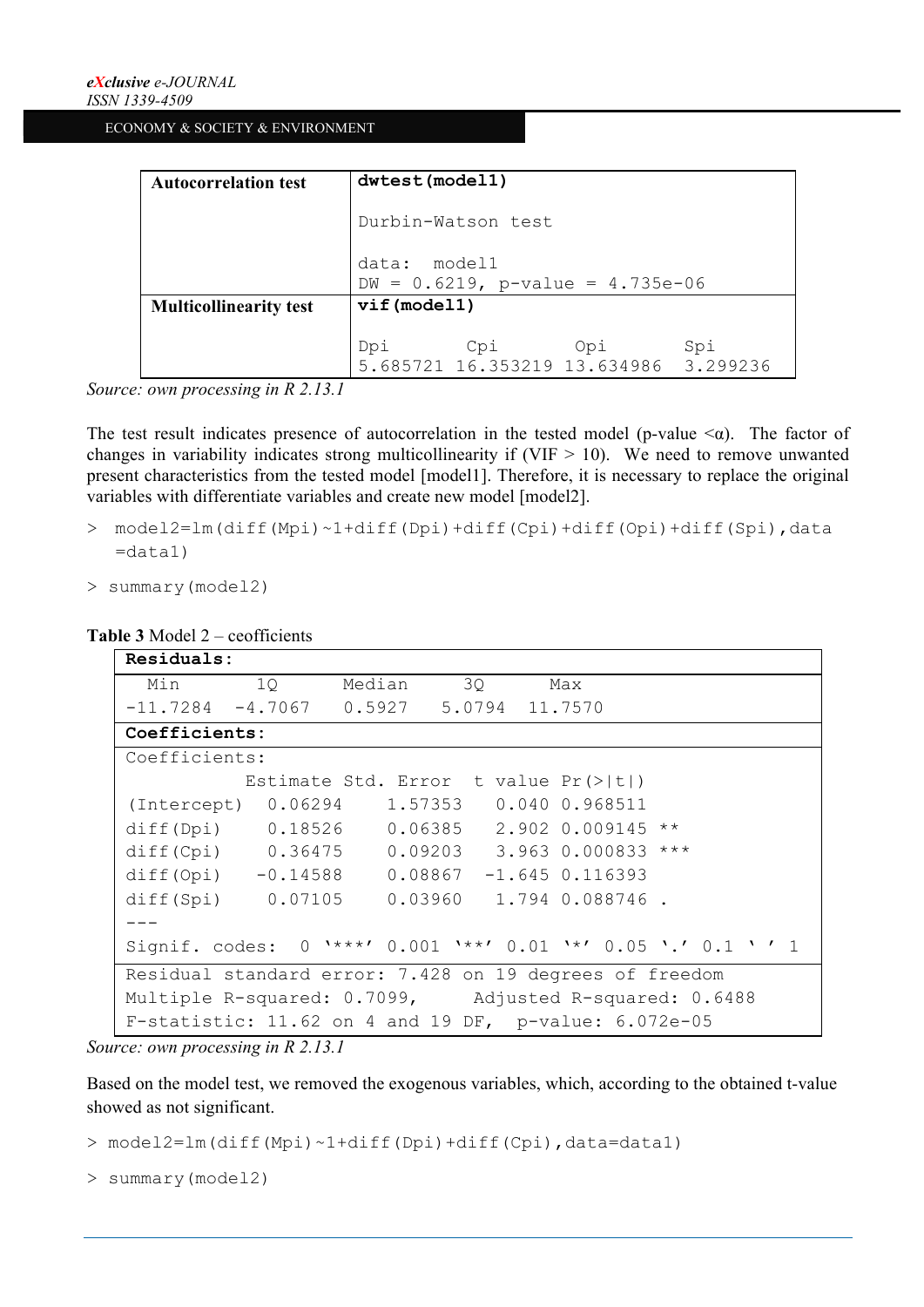| Autocorrelation test | dwtest(model1) |
| --- | --- |
| | Durbin-Watson test<br><br>data: model1<br>DW = 0.6219, p-value = 4.735e-06 |
| **Multicollinearity test** | **vif(model1)** |
| | Dpi Cpi Opi Spi<br>5.685721 16.353219 13.634986 3.299236 |

*Source: own processing in R 2.13.1*

The test result indicates presence of autocorrelation in the tested model (p-value <α). The factor of changes in variability indicates strong multicollinearity if (VIF > 10). We need to remove unwanted present characteristics from the tested model [model1]. Therefore, it is necessary to replace the original variables with differentiate variables and create new model [model2].

```
> model2=lm(diff(Mpi)~1+diff(Dpi)+diff(Cpi)+diff(Opi)+diff(Spi),data
  =data1)
> summary(model2)
```

**Table 3** Model 2 – ceofficients

```
Residuals:
     Min       1Q   Median       3Q      Max
-11.7284  -4.7067   0.5927   5.0794  11.7570
Coefficients:
Coefficients:
            Estimate Std. Error  t value Pr(>|t|)
(Intercept)  0.06294    1.57353   0.040 0.968511
diff(Dpi)    0.18526    0.06385   2.902 0.009145 **
diff(Cpi)    0.36475    0.09203   3.963 0.000833 ***
diff(Opi)   -0.14588    0.08867  -1.645 0.116393
diff(Spi)    0.07105    0.03960   1.794 0.088746 .
---
Signif. codes:  0 '***' 0.001 '**' 0.01 '*' 0.05 '.' 0.1 ' ' 1
Residual standard error: 7.428 on 19 degrees of freedom
Multiple R-squared: 0.7099,     Adjusted R-squared: 0.6488
F-statistic: 11.62 on 4 and 19 DF,  p-value: 6.072e-05
```

*Source: own processing in R 2.13.1*

Based on the model test, we removed the exogenous variables, which, according to the obtained t-value showed as not significant.

```
> model2=lm(diff(Mpi)~1+diff(Dpi)+diff(Cpi),data=data1)
> summary(model2)
```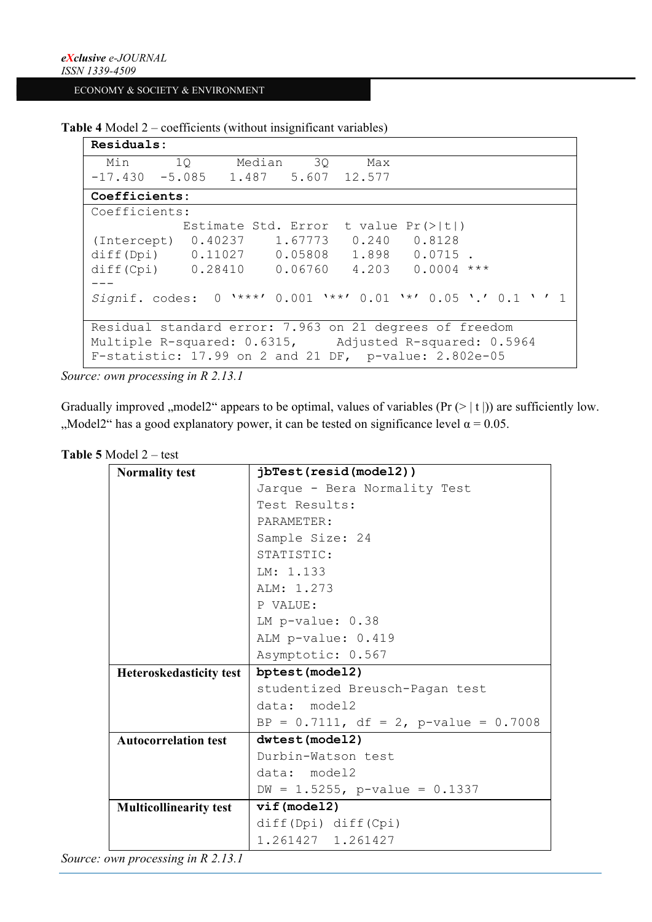**Table 4** Model 2 – coefficients (without insignificant variables)

**Residuals:**

```
  Min      1Q      Median    3Q     Max
-17.430  -5.085   1.487   5.607  12.577
```

**Coefficients:**

```
Coefficients:
            Estimate Std. Error  t value Pr(>|t|)
(Intercept)  0.40237    1.67773   0.240   0.8128
diff(Dpi)    0.11027    0.05808   1.898   0.0715 .
diff(Cpi)    0.28410    0.06760   4.203   0.0004 ***
---
Signif. codes:  0 '***' 0.001 '**' 0.01 '*' 0.05 '.' 0.1 ' ' 1
```

```
Residual standard error: 7.963 on 21 degrees of freedom
Multiple R-squared: 0.6315,     Adjusted R-squared: 0.5964
F-statistic: 17.99 on 2 and 21 DF,  p-value: 2.802e-05
```

*Source: own processing in R 2.13.1*

Gradually improved „model2" appears to be optimal, values of variables (Pr (> | t |)) are sufficiently low. „Model2" has a good explanatory power, it can be tested on significance level $\alpha = 0.05$.

**Table 5** Model 2 – test

| | |
|---|---|
| **Normality test** | **jbTest(resid(model2))**<br>Jarque - Bera Normality Test<br>Test Results:<br>PARAMETER:<br>Sample Size: 24<br>STATISTIC:<br>LM: 1.133<br>ALM: 1.273<br>P VALUE:<br>LM p-value: 0.38<br>ALM p-value: 0.419<br>Asymptotic: 0.567 |
| **Heteroskedasticity test** | **bptest(model2)**<br>studentized Breusch-Pagan test<br>data: model2<br>BP = 0.7111, df = 2, p-value = 0.7008 |
| **Autocorrelation test** | **dwtest(model2)**<br>Durbin-Watson test<br>data: model2<br>DW = 1.5255, p-value = 0.1337 |
| **Multicollinearity test** | **vif(model2)**<br>diff(Dpi) diff(Cpi)<br>1.261427 1.261427 |

*Source: own processing in R 2.13.1*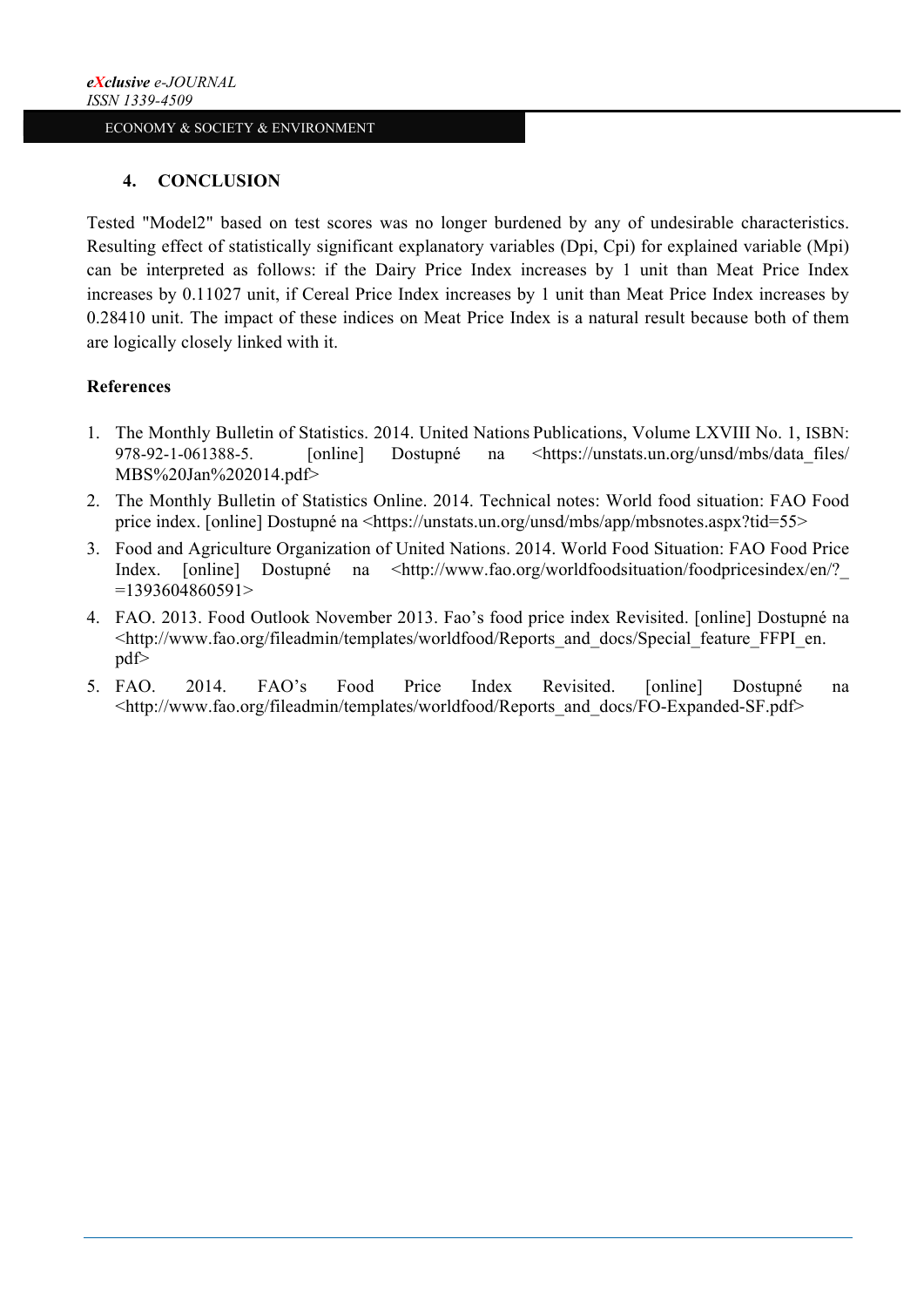## 4. CONCLUSION

Tested "Model2" based on test scores was no longer burdened by any of undesirable characteristics. Resulting effect of statistically significant explanatory variables (Dpi, Cpi) for explained variable (Mpi) can be interpreted as follows: if the Dairy Price Index increases by 1 unit than Meat Price Index increases by 0.11027 unit, if Cereal Price Index increases by 1 unit than Meat Price Index increases by 0.28410 unit. The impact of these indices on Meat Price Index is a natural result because both of them are logically closely linked with it.

### References

1. The Monthly Bulletin of Statistics. 2014. United Nations Publications, Volume LXVIII No. 1, ISBN: 978-92-1-061388-5. [online] Dostupné na <https://unstats.un.org/unsd/mbs/data_files/MBS%20Jan%202014.pdf>
2. The Monthly Bulletin of Statistics Online. 2014. Technical notes: World food situation: FAO Food price index. [online] Dostupné na <https://unstats.un.org/unsd/mbs/app/mbsnotes.aspx?tid=55>
3. Food and Agriculture Organization of United Nations. 2014. World Food Situation: FAO Food Price Index. [online] Dostupné na <http://www.fao.org/worldfoodsituation/foodpricesindex/en/?_=1393604860591>
4. FAO. 2013. Food Outlook November 2013. Fao's food price index Revisited. [online] Dostupné na <http://www.fao.org/fileadmin/templates/worldfood/Reports_and_docs/Special_feature_FFPI_en.pdf>
5. FAO. 2014. FAO's Food Price Index Revisited. [online] Dostupné na <http://www.fao.org/fileadmin/templates/worldfood/Reports_and_docs/FO-Expanded-SF.pdf>